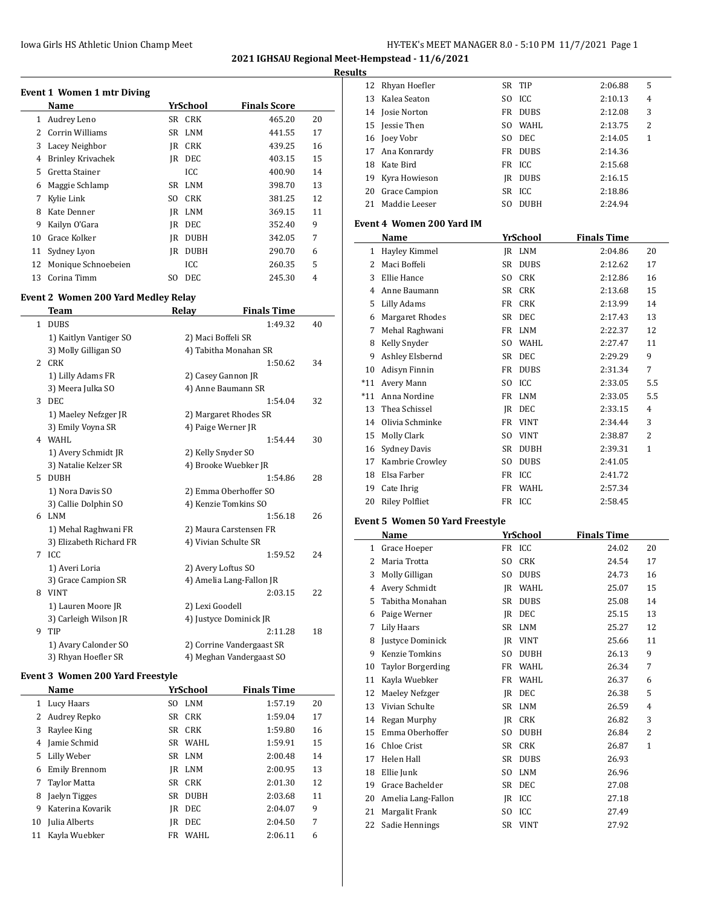## 2021 IGHSAU Regional Meet-Hempstead - 11/6/2021

### Results

#### Event 1 Women 1 mtr Diving

| | Name | Yr | School | Finals Score | Points |
|---|---|---|---|---|---|
| 1 | Audrey Leno | SR | CRK | 465.20 | 20 |
| 2 | Corrin Williams | SR | LNM | 441.55 | 17 |
| 3 | Lacey Neighbor | JR | CRK | 439.25 | 16 |
| 4 | Brinley Krivachek | JR | DEC | 403.15 | 15 |
| 5 | Gretta Stainer | | ICC | 400.90 | 14 |
| 6 | Maggie Schlamp | SR | LNM | 398.70 | 13 |
| 7 | Kylie Link | SO | CRK | 381.25 | 12 |
| 8 | Kate Denner | JR | LNM | 369.15 | 11 |
| 9 | Kailyn O'Gara | JR | DEC | 352.40 | 9 |
| 10 | Grace Kolker | JR | DUBH | 342.05 | 7 |
| 11 | Sydney Lyon | JR | DUBH | 290.70 | 6 |
| 12 | Monique Schnoebeien | | ICC | 260.35 | 5 |
| 13 | Corina Timm | SO | DEC | 245.30 | 4 |

#### Event 2 Women 200 Yard Medley Relay

| | Team | Relay | Finals Time | Points |
|---|---|---|---|---|
| 1 | DUBS | | 1:49.32 | 40 |
| | 1) Kaitlyn Vantiger SO | 2) Maci Boffeli SR | | |
| | 3) Molly Gilligan SO | 4) Tabitha Monahan SR | | |
| 2 | CRK | | 1:50.62 | 34 |
| | 1) Lilly Adams FR | 2) Casey Gannon JR | | |
| | 3) Meera Julka SO | 4) Anne Baumann SR | | |
| 3 | DEC | | 1:54.04 | 32 |
| | 1) Maeley Nefzger JR | 2) Margaret Rhodes SR | | |
| | 3) Emily Voyna SR | 4) Paige Werner JR | | |
| 4 | WAHL | | 1:54.44 | 30 |
| | 1) Avery Schmidt JR | 2) Kelly Snyder SO | | |
| | 3) Natalie Kelzer SR | 4) Brooke Wuebker JR | | |
| 5 | DUBH | | 1:54.86 | 28 |
| | 1) Nora Davis SO | 2) Emma Oberhoffer SO | | |
| | 3) Callie Dolphin SO | 4) Kenzie Tomkins SO | | |
| 6 | LNM | | 1:56.18 | 26 |
| | 1) Mehal Raghwani FR | 2) Maura Carstensen FR | | |
| | 3) Elizabeth Richard FR | 4) Vivian Schulte SR | | |
| 7 | ICC | | 1:59.52 | 24 |
| | 1) Averi Loria | 2) Avery Loftus SO | | |
| | 3) Grace Campion SR | 4) Amelia Lang-Fallon JR | | |
| 8 | VINT | | 2:03.15 | 22 |
| | 1) Lauren Moore JR | 2) Lexi Goodell | | |
| | 3) Carleigh Wilson JR | 4) Justyce Dominick JR | | |
| 9 | TIP | | 2:11.28 | 18 |
| | 1) Avary Calonder SO | 2) Corrine Vandergaast SR | | |
| | 3) Rhyan Hoefler SR | 4) Meghan Vandergaast SO | | |

#### Event 3 Women 200 Yard Freestyle

| | Name | Yr | School | Finals Time | Points |
|---|---|---|---|---|---|
| 1 | Lucy Haars | SO | LNM | 1:57.19 | 20 |
| 2 | Audrey Repko | SR | CRK | 1:59.04 | 17 |
| 3 | Raylee King | SR | CRK | 1:59.80 | 16 |
| 4 | Jamie Schmid | SR | WAHL | 1:59.91 | 15 |
| 5 | Lilly Weber | SR | LNM | 2:00.48 | 14 |
| 6 | Emily Brennom | JR | LNM | 2:00.95 | 13 |
| 7 | Taylor Matta | SR | CRK | 2:01.30 | 12 |
| 8 | Jaelyn Tigges | SR | DUBH | 2:03.68 | 11 |
| 9 | Katerina Kovarik | JR | DEC | 2:04.07 | 9 |
| 10 | Julia Alberts | JR | DEC | 2:04.50 | 7 |
| 11 | Kayla Wuebker | FR | WAHL | 2:06.11 | 6 |
| 12 | Rhyan Hoefler | SR | TIP | 2:06.88 | 5 |
| 13 | Kalea Seaton | SO | ICC | 2:10.13 | 4 |
| 14 | Josie Norton | FR | DUBS | 2:12.08 | 3 |
| 15 | Jessie Then | SO | WAHL | 2:13.75 | 2 |
| 16 | Joey Vobr | SO | DEC | 2:14.05 | 1 |
| 17 | Ana Konrardy | FR | DUBS | 2:14.36 | |
| 18 | Kate Bird | FR | ICC | 2:15.68 | |
| 19 | Kyra Howieson | JR | DUBS | 2:16.15 | |
| 20 | Grace Campion | SR | ICC | 2:18.86 | |
| 21 | Maddie Leeser | SO | DUBH | 2:24.94 | |

#### Event 4 Women 200 Yard IM

| | Name | Yr | School | Finals Time | Points |
|---|---|---|---|---|---|
| 1 | Hayley Kimmel | JR | LNM | 2:04.86 | 20 |
| 2 | Maci Boffeli | SR | DUBS | 2:12.62 | 17 |
| 3 | Ellie Hance | SO | CRK | 2:12.86 | 16 |
| 4 | Anne Baumann | SR | CRK | 2:13.68 | 15 |
| 5 | Lilly Adams | FR | CRK | 2:13.99 | 14 |
| 6 | Margaret Rhodes | SR | DEC | 2:17.43 | 13 |
| 7 | Mehal Raghwani | FR | LNM | 2:22.37 | 12 |
| 8 | Kelly Snyder | SO | WAHL | 2:27.47 | 11 |
| 9 | Ashley Elsbernd | SR | DEC | 2:29.29 | 9 |
| 10 | Adisyn Finnin | FR | DUBS | 2:31.34 | 7 |
| *11 | Avery Mann | SO | ICC | 2:33.05 | 5.5 |
| *11 | Anna Nordine | FR | LNM | 2:33.05 | 5.5 |
| 13 | Thea Schissel | JR | DEC | 2:33.15 | 4 |
| 14 | Olivia Schminke | FR | VINT | 2:34.44 | 3 |
| 15 | Molly Clark | SO | VINT | 2:38.87 | 2 |
| 16 | Sydney Davis | SR | DUBH | 2:39.31 | 1 |
| 17 | Kambrie Crowley | SO | DUBS | 2:41.05 | |
| 18 | Elsa Farber | FR | ICC | 2:41.72 | |
| 19 | Cate Ihrig | FR | WAHL | 2:57.34 | |
| 20 | Riley Polfliet | FR | ICC | 2:58.45 | |

#### Event 5 Women 50 Yard Freestyle

| | Name | Yr | School | Finals Time | Points |
|---|---|---|---|---|---|
| 1 | Grace Hoeper | FR | ICC | 24.02 | 20 |
| 2 | Maria Trotta | SO | CRK | 24.54 | 17 |
| 3 | Molly Gilligan | SO | DUBS | 24.73 | 16 |
| 4 | Avery Schmidt | JR | WAHL | 25.07 | 15 |
| 5 | Tabitha Monahan | SR | DUBS | 25.08 | 14 |
| 6 | Paige Werner | JR | DEC | 25.15 | 13 |
| 7 | Lily Haars | SR | LNM | 25.27 | 12 |
| 8 | Justyce Dominick | JR | VINT | 25.66 | 11 |
| 9 | Kenzie Tomkins | SO | DUBH | 26.13 | 9 |
| 10 | Taylor Borgerding | FR | WAHL | 26.34 | 7 |
| 11 | Kayla Wuebker | FR | WAHL | 26.37 | 6 |
| 12 | Maeley Nefzger | JR | DEC | 26.38 | 5 |
| 13 | Vivian Schulte | SR | LNM | 26.59 | 4 |
| 14 | Regan Murphy | JR | CRK | 26.82 | 3 |
| 15 | Emma Oberhoffer | SO | DUBH | 26.84 | 2 |
| 16 | Chloe Crist | SR | CRK | 26.87 | 1 |
| 17 | Helen Hall | SR | DUBS | 26.93 | |
| 18 | Ellie Junk | SO | LNM | 26.96 | |
| 19 | Grace Bachelder | SR | DEC | 27.08 | |
| 20 | Amelia Lang-Fallon | JR | ICC | 27.18 | |
| 21 | Margalit Frank | SO | ICC | 27.49 | |
| 22 | Sadie Hennings | SR | VINT | 27.92 | |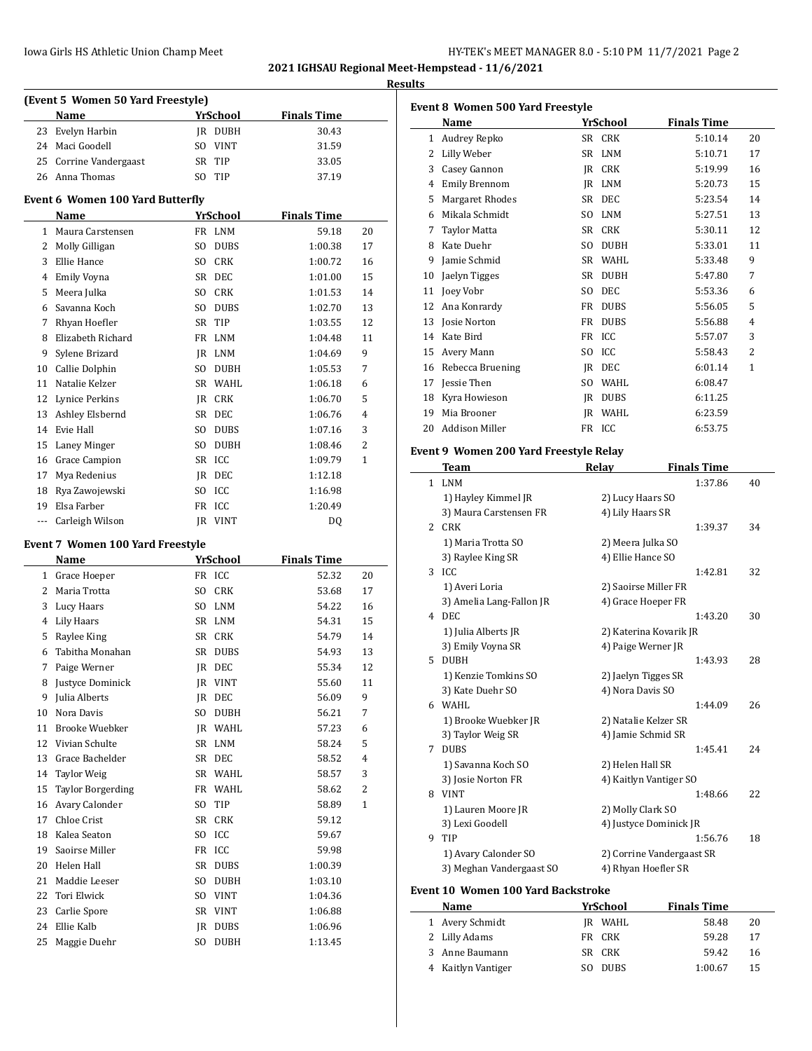## 2021 IGHSAU Regional Meet-Hempstead - 11/6/2021

### Results

#### (Event 5 Women 50 Yard Freestyle)

| | Name | Yr | School | Finals Time | |
|---|---|---|---|---|---|
| 23 | Evelyn Harbin | JR | DUBH | 30.43 | |
| 24 | Maci Goodell | SO | VINT | 31.59 | |
| 25 | Corrine Vandergaast | SR | TIP | 33.05 | |
| 26 | Anna Thomas | SO | TIP | 37.19 | |

#### Event 6 Women 100 Yard Butterfly

| | Name | Yr | School | Finals Time | |
|---|---|---|---|---|---|
| 1 | Maura Carstensen | FR | LNM | 59.18 | 20 |
| 2 | Molly Gilligan | SO | DUBS | 1:00.38 | 17 |
| 3 | Ellie Hance | SO | CRK | 1:00.72 | 16 |
| 4 | Emily Voyna | SR | DEC | 1:01.00 | 15 |
| 5 | Meera Julka | SO | CRK | 1:01.53 | 14 |
| 6 | Savanna Koch | SO | DUBS | 1:02.70 | 13 |
| 7 | Rhyan Hoefler | SR | TIP | 1:03.55 | 12 |
| 8 | Elizabeth Richard | FR | LNM | 1:04.48 | 11 |
| 9 | Sylene Brizard | JR | LNM | 1:04.69 | 9 |
| 10 | Callie Dolphin | SO | DUBH | 1:05.53 | 7 |
| 11 | Natalie Kelzer | SR | WAHL | 1:06.18 | 6 |
| 12 | Lynice Perkins | JR | CRK | 1:06.70 | 5 |
| 13 | Ashley Elsbernd | SR | DEC | 1:06.76 | 4 |
| 14 | Evie Hall | SO | DUBS | 1:07.16 | 3 |
| 15 | Laney Minger | SO | DUBH | 1:08.46 | 2 |
| 16 | Grace Campion | SR | ICC | 1:09.79 | 1 |
| 17 | Mya Redenius | JR | DEC | 1:12.18 | |
| 18 | Rya Zawojewski | SO | ICC | 1:16.98 | |
| 19 | Elsa Farber | FR | ICC | 1:20.49 | |
| --- | Carleigh Wilson | JR | VINT | DQ | |

#### Event 7 Women 100 Yard Freestyle

| | Name | Yr | School | Finals Time | |
|---|---|---|---|---|---|
| 1 | Grace Hoeper | FR | ICC | 52.32 | 20 |
| 2 | Maria Trotta | SO | CRK | 53.68 | 17 |
| 3 | Lucy Haars | SO | LNM | 54.22 | 16 |
| 4 | Lily Haars | SR | LNM | 54.31 | 15 |
| 5 | Raylee King | SR | CRK | 54.79 | 14 |
| 6 | Tabitha Monahan | SR | DUBS | 54.93 | 13 |
| 7 | Paige Werner | JR | DEC | 55.34 | 12 |
| 8 | Justyce Dominick | JR | VINT | 55.60 | 11 |
| 9 | Julia Alberts | JR | DEC | 56.09 | 9 |
| 10 | Nora Davis | SO | DUBH | 56.21 | 7 |
| 11 | Brooke Wuebker | JR | WAHL | 57.23 | 6 |
| 12 | Vivian Schulte | SR | LNM | 58.24 | 5 |
| 13 | Grace Bachelder | SR | DEC | 58.52 | 4 |
| 14 | Taylor Weig | SR | WAHL | 58.57 | 3 |
| 15 | Taylor Borgerding | FR | WAHL | 58.62 | 2 |
| 16 | Avary Calonder | SO | TIP | 58.89 | 1 |
| 17 | Chloe Crist | SR | CRK | 59.12 | |
| 18 | Kalea Seaton | SO | ICC | 59.67 | |
| 19 | Saoirse Miller | FR | ICC | 59.98 | |
| 20 | Helen Hall | SR | DUBS | 1:00.39 | |
| 21 | Maddie Leeser | SO | DUBH | 1:03.10 | |
| 22 | Tori Elwick | SO | VINT | 1:04.36 | |
| 23 | Carlie Spore | SR | VINT | 1:06.88 | |
| 24 | Ellie Kalb | JR | DUBS | 1:06.96 | |
| 25 | Maggie Duehr | SO | DUBH | 1:13.45 | |

#### Event 8 Women 500 Yard Freestyle

| | Name | Yr | School | Finals Time | |
|---|---|---|---|---|---|
| 1 | Audrey Repko | SR | CRK | 5:10.14 | 20 |
| 2 | Lilly Weber | SR | LNM | 5:10.71 | 17 |
| 3 | Casey Gannon | JR | CRK | 5:19.99 | 16 |
| 4 | Emily Brennom | JR | LNM | 5:20.73 | 15 |
| 5 | Margaret Rhodes | SR | DEC | 5:23.54 | 14 |
| 6 | Mikala Schmidt | SO | LNM | 5:27.51 | 13 |
| 7 | Taylor Matta | SR | CRK | 5:30.11 | 12 |
| 8 | Kate Duehr | SO | DUBH | 5:33.01 | 11 |
| 9 | Jamie Schmid | SR | WAHL | 5:33.48 | 9 |
| 10 | Jaelyn Tigges | SR | DUBH | 5:47.80 | 7 |
| 11 | Joey Vobr | SO | DEC | 5:53.36 | 6 |
| 12 | Ana Konrardy | FR | DUBS | 5:56.05 | 5 |
| 13 | Josie Norton | FR | DUBS | 5:56.88 | 4 |
| 14 | Kate Bird | FR | ICC | 5:57.07 | 3 |
| 15 | Avery Mann | SO | ICC | 5:58.43 | 2 |
| 16 | Rebecca Bruening | JR | DEC | 6:01.14 | 1 |
| 17 | Jessie Then | SO | WAHL | 6:08.47 | |
| 18 | Kyra Howieson | JR | DUBS | 6:11.25 | |
| 19 | Mia Brooner | JR | WAHL | 6:23.59 | |
| 20 | Addison Miller | FR | ICC | 6:53.75 | |

#### Event 9 Women 200 Yard Freestyle Relay

| | Team | Relay | Finals Time | |
|---|---|---|---|---|
| 1 | LNM | | 1:37.86 | 40 |
| | 1) Hayley Kimmel JR | 2) Lucy Haars SO | | |
| | 3) Maura Carstensen FR | 4) Lily Haars SR | | |
| 2 | CRK | | 1:39.37 | 34 |
| | 1) Maria Trotta SO | 2) Meera Julka SO | | |
| | 3) Raylee King SR | 4) Ellie Hance SO | | |
| 3 | ICC | | 1:42.81 | 32 |
| | 1) Averi Loria | 2) Saoirse Miller FR | | |
| | 3) Amelia Lang-Fallon JR | 4) Grace Hoeper FR | | |
| 4 | DEC | | 1:43.20 | 30 |
| | 1) Julia Alberts JR | 2) Katerina Kovarik JR | | |
| | 3) Emily Voyna SR | 4) Paige Werner JR | | |
| 5 | DUBH | | 1:43.93 | 28 |
| | 1) Kenzie Tomkins SO | 2) Jaelyn Tigges SR | | |
| | 3) Kate Duehr SO | 4) Nora Davis SO | | |
| 6 | WAHL | | 1:44.09 | 26 |
| | 1) Brooke Wuebker JR | 2) Natalie Kelzer SR | | |
| | 3) Taylor Weig SR | 4) Jamie Schmid SR | | |
| 7 | DUBS | | 1:45.41 | 24 |
| | 1) Savanna Koch SO | 2) Helen Hall SR | | |
| | 3) Josie Norton FR | 4) Kaitlyn Vantiger SO | | |
| 8 | VINT | | 1:48.66 | 22 |
| | 1) Lauren Moore JR | 2) Molly Clark SO | | |
| | 3) Lexi Goodell | 4) Justyce Dominick JR | | |
| 9 | TIP | | 1:56.76 | 18 |
| | 1) Avary Calonder SO | 2) Corrine Vandergaast SR | | |
| | 3) Meghan Vandergaast SO | 4) Rhyan Hoefler SR | | |

#### Event 10 Women 100 Yard Backstroke

| | Name | Yr | School | Finals Time | |
|---|---|---|---|---|---|
| 1 | Avery Schmidt | JR | WAHL | 58.48 | 20 |
| 2 | Lilly Adams | FR | CRK | 59.28 | 17 |
| 3 | Anne Baumann | SR | CRK | 59.42 | 16 |
| 4 | Kaitlyn Vantiger | SO | DUBS | 1:00.67 | 15 |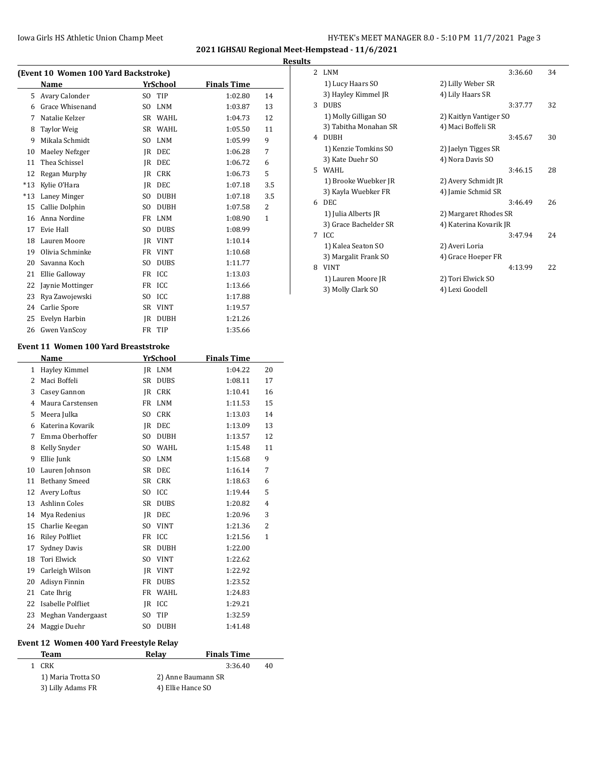## 2021 IGHSAU Regional Meet-Hempstead - 11/6/2021

### Results

### (Event 10 Women 100 Yard Backstroke)

| | Name | Yr | School | Finals Time | |
|---|---|---|---|---|---|
| 5 | Avary Calonder | SO | TIP | 1:02.80 | 14 |
| 6 | Grace Whisenand | SO | LNM | 1:03.87 | 13 |
| 7 | Natalie Kelzer | SR | WAHL | 1:04.73 | 12 |
| 8 | Taylor Weig | SR | WAHL | 1:05.50 | 11 |
| 9 | Mikala Schmidt | SO | LNM | 1:05.99 | 9 |
| 10 | Maeley Nefzger | JR | DEC | 1:06.28 | 7 |
| 11 | Thea Schissel | JR | DEC | 1:06.72 | 6 |
| 12 | Regan Murphy | JR | CRK | 1:06.73 | 5 |
| *13 | Kylie O'Hara | JR | DEC | 1:07.18 | 3.5 |
| *13 | Laney Minger | SO | DUBH | 1:07.18 | 3.5 |
| 15 | Callie Dolphin | SO | DUBH | 1:07.58 | 2 |
| 16 | Anna Nordine | FR | LNM | 1:08.90 | 1 |
| 17 | Evie Hall | SO | DUBS | 1:08.99 | |
| 18 | Lauren Moore | JR | VINT | 1:10.14 | |
| 19 | Olivia Schminke | FR | VINT | 1:10.68 | |
| 20 | Savanna Koch | SO | DUBS | 1:11.77 | |
| 21 | Ellie Galloway | FR | ICC | 1:13.03 | |
| 22 | Jaynie Mottinger | FR | ICC | 1:13.66 | |
| 23 | Rya Zawojewski | SO | ICC | 1:17.88 | |
| 24 | Carlie Spore | SR | VINT | 1:19.57 | |
| 25 | Evelyn Harbin | JR | DUBH | 1:21.26 | |
| 26 | Gwen VanScoy | FR | TIP | 1:35.66 | |

### Event 11 Women 100 Yard Breaststroke

| | Name | Yr | School | Finals Time | |
|---|---|---|---|---|---|
| 1 | Hayley Kimmel | JR | LNM | 1:04.22 | 20 |
| 2 | Maci Boffeli | SR | DUBS | 1:08.11 | 17 |
| 3 | Casey Gannon | JR | CRK | 1:10.41 | 16 |
| 4 | Maura Carstensen | FR | LNM | 1:11.53 | 15 |
| 5 | Meera Julka | SO | CRK | 1:13.03 | 14 |
| 6 | Katerina Kovarik | JR | DEC | 1:13.09 | 13 |
| 7 | Emma Oberhoffer | SO | DUBH | 1:13.57 | 12 |
| 8 | Kelly Snyder | SO | WAHL | 1:15.48 | 11 |
| 9 | Ellie Junk | SO | LNM | 1:15.68 | 9 |
| 10 | Lauren Johnson | SR | DEC | 1:16.14 | 7 |
| 11 | Bethany Smeed | SR | CRK | 1:18.63 | 6 |
| 12 | Avery Loftus | SO | ICC | 1:19.44 | 5 |
| 13 | Ashlinn Coles | SR | DUBS | 1:20.82 | 4 |
| 14 | Mya Redenius | JR | DEC | 1:20.96 | 3 |
| 15 | Charlie Keegan | SO | VINT | 1:21.36 | 2 |
| 16 | Riley Polfliet | FR | ICC | 1:21.56 | 1 |
| 17 | Sydney Davis | SR | DUBH | 1:22.00 | |
| 18 | Tori Elwick | SO | VINT | 1:22.62 | |
| 19 | Carleigh Wilson | JR | VINT | 1:22.92 | |
| 20 | Adisyn Finnin | FR | DUBS | 1:23.52 | |
| 21 | Cate Ihrig | FR | WAHL | 1:24.83 | |
| 22 | Isabelle Polfliet | JR | ICC | 1:29.21 | |
| 23 | Meghan Vandergaast | SO | TIP | 1:32.59 | |
| 24 | Maggie Duehr | SO | DUBH | 1:41.48 | |

### Event 12 Women 400 Yard Freestyle Relay

| | Team | Relay | Finals Time | |
|---|---|---|---|---|
| 1 | CRK | | 3:36.40 | 40 |
| | 1) Maria Trotta SO | 2) Anne Baumann SR | | |
| | 3) Lilly Adams FR | 4) Ellie Hance SO | | |
| 2 | LNM | | 3:36.60 | 34 |
| | 1) Lucy Haars SO | 2) Lilly Weber SR | | |
| | 3) Hayley Kimmel JR | 4) Lily Haars SR | | |
| 3 | DUBS | | 3:37.77 | 32 |
| | 1) Molly Gilligan SO | 2) Kaitlyn Vantiger SO | | |
| | 3) Tabitha Monahan SR | 4) Maci Boffeli SR | | |
| 4 | DUBH | | 3:45.67 | 30 |
| | 1) Kenzie Tomkins SO | 2) Jaelyn Tigges SR | | |
| | 3) Kate Duehr SO | 4) Nora Davis SO | | |
| 5 | WAHL | | 3:46.15 | 28 |
| | 1) Brooke Wuebker JR | 2) Avery Schmidt JR | | |
| | 3) Kayla Wuebker FR | 4) Jamie Schmid SR | | |
| 6 | DEC | | 3:46.49 | 26 |
| | 1) Julia Alberts JR | 2) Margaret Rhodes SR | | |
| | 3) Grace Bachelder SR | 4) Katerina Kovarik JR | | |
| 7 | ICC | | 3:47.94 | 24 |
| | 1) Kalea Seaton SO | 2) Averi Loria | | |
| | 3) Margalit Frank SO | 4) Grace Hoeper FR | | |
| 8 | VINT | | 4:13.99 | 22 |
| | 1) Lauren Moore JR | 2) Tori Elwick SO | | |
| | 3) Molly Clark SO | 4) Lexi Goodell | | |